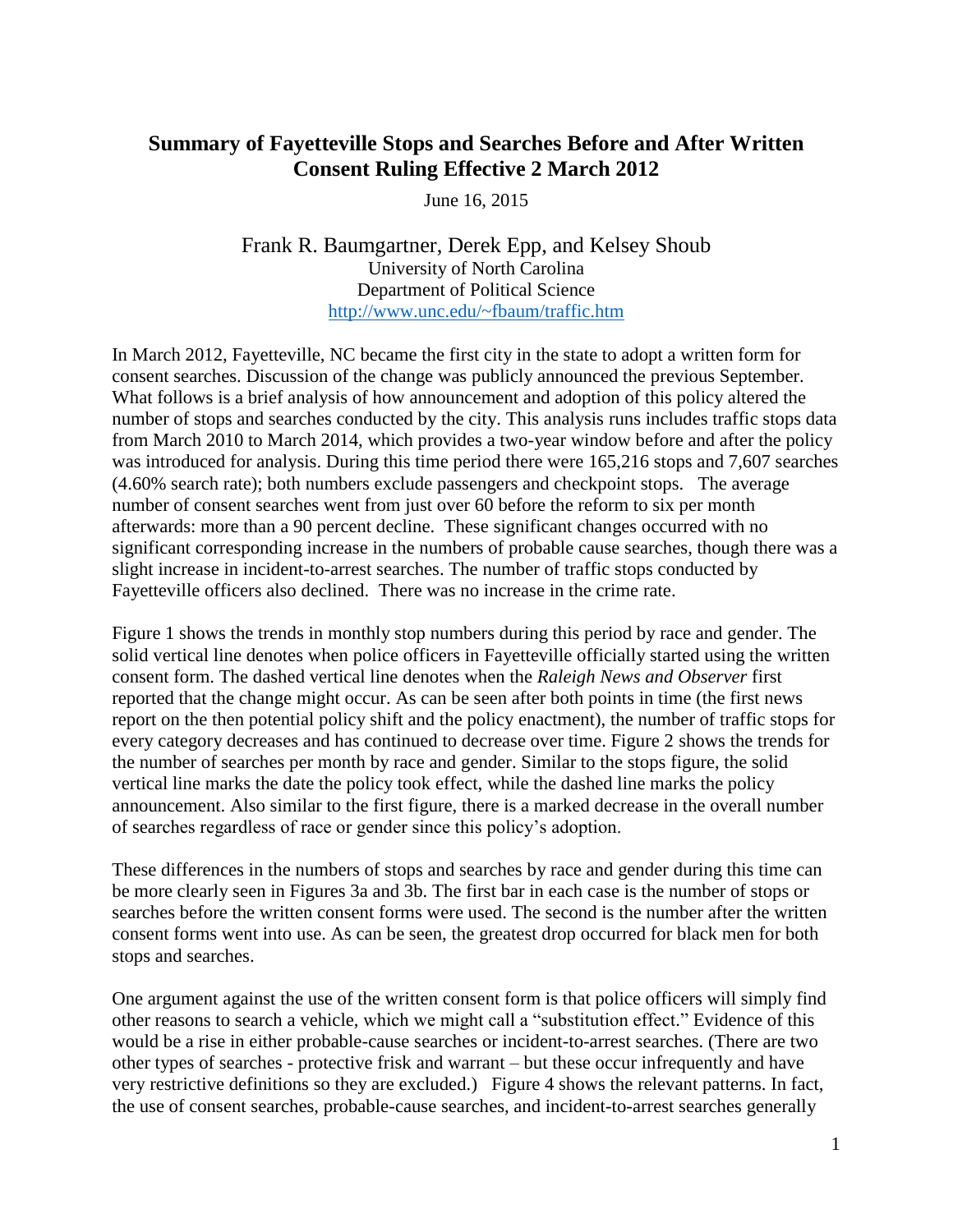# Summary of Fayetteville Stops and Searches Before and After Written Consent Ruling Effective 2 March 2012

June 16, 2015

Frank R. Baumgartner, Derek Epp, and Kelsey Shoub
University of North Carolina
Department of Political Science
http://www.unc.edu/~fbaum/traffic.htm

In March 2012, Fayetteville, NC became the first city in the state to adopt a written form for consent searches. Discussion of the change was publicly announced the previous September. What follows is a brief analysis of how announcement and adoption of this policy altered the number of stops and searches conducted by the city. This analysis runs includes traffic stops data from March 2010 to March 2014, which provides a two-year window before and after the policy was introduced for analysis. During this time period there were 165,216 stops and 7,607 searches (4.60% search rate); both numbers exclude passengers and checkpoint stops. The average number of consent searches went from just over 60 before the reform to six per month afterwards: more than a 90 percent decline. These significant changes occurred with no significant corresponding increase in the numbers of probable cause searches, though there was a slight increase in incident-to-arrest searches. The number of traffic stops conducted by Fayetteville officers also declined. There was no increase in the crime rate.

Figure 1 shows the trends in monthly stop numbers during this period by race and gender. The solid vertical line denotes when police officers in Fayetteville officially started using the written consent form. The dashed vertical line denotes when the *Raleigh News and Observer* first reported that the change might occur. As can be seen after both points in time (the first news report on the then potential policy shift and the policy enactment), the number of traffic stops for every category decreases and has continued to decrease over time. Figure 2 shows the trends for the number of searches per month by race and gender. Similar to the stops figure, the solid vertical line marks the date the policy took effect, while the dashed line marks the policy announcement. Also similar to the first figure, there is a marked decrease in the overall number of searches regardless of race or gender since this policy's adoption.

These differences in the numbers of stops and searches by race and gender during this time can be more clearly seen in Figures 3a and 3b. The first bar in each case is the number of stops or searches before the written consent forms were used. The second is the number after the written consent forms went into use. As can be seen, the greatest drop occurred for black men for both stops and searches.

One argument against the use of the written consent form is that police officers will simply find other reasons to search a vehicle, which we might call a "substitution effect." Evidence of this would be a rise in either probable-cause searches or incident-to-arrest searches. (There are two other types of searches - protective frisk and warrant – but these occur infrequently and have very restrictive definitions so they are excluded.) Figure 4 shows the relevant patterns. In fact, the use of consent searches, probable-cause searches, and incident-to-arrest searches generally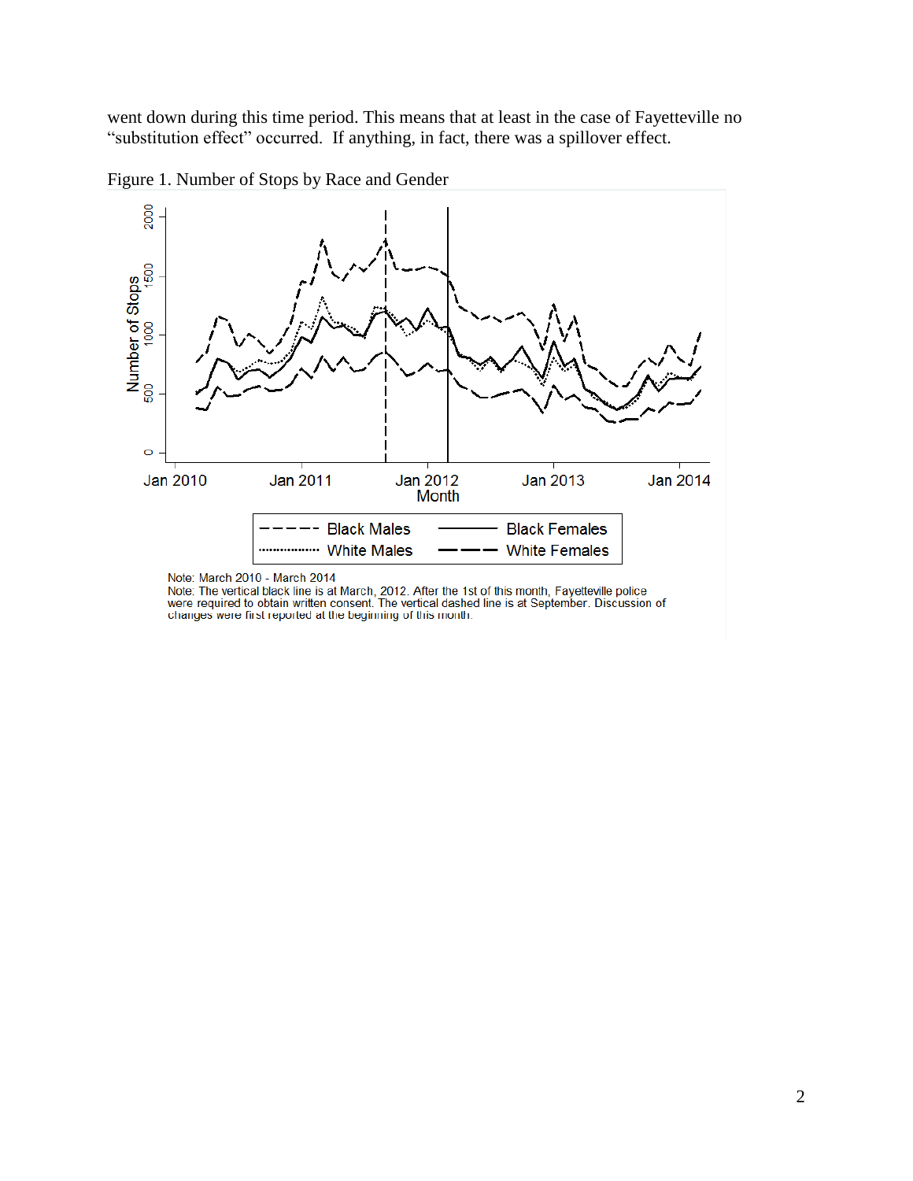went down during this time period. This means that at least in the case of Fayetteville no "substitution effect" occurred. If anything, in fact, there was a spillover effect.

Figure 1. Number of Stops by Race and Gender

Note: March 2010 - March 2014

Note: The vertical black line is at March, 2012. After the 1st of this month, Fayetteville police were required to obtain written consent. The vertical dashed line is at September. Discussion of changes were first reported at the beginning of this month.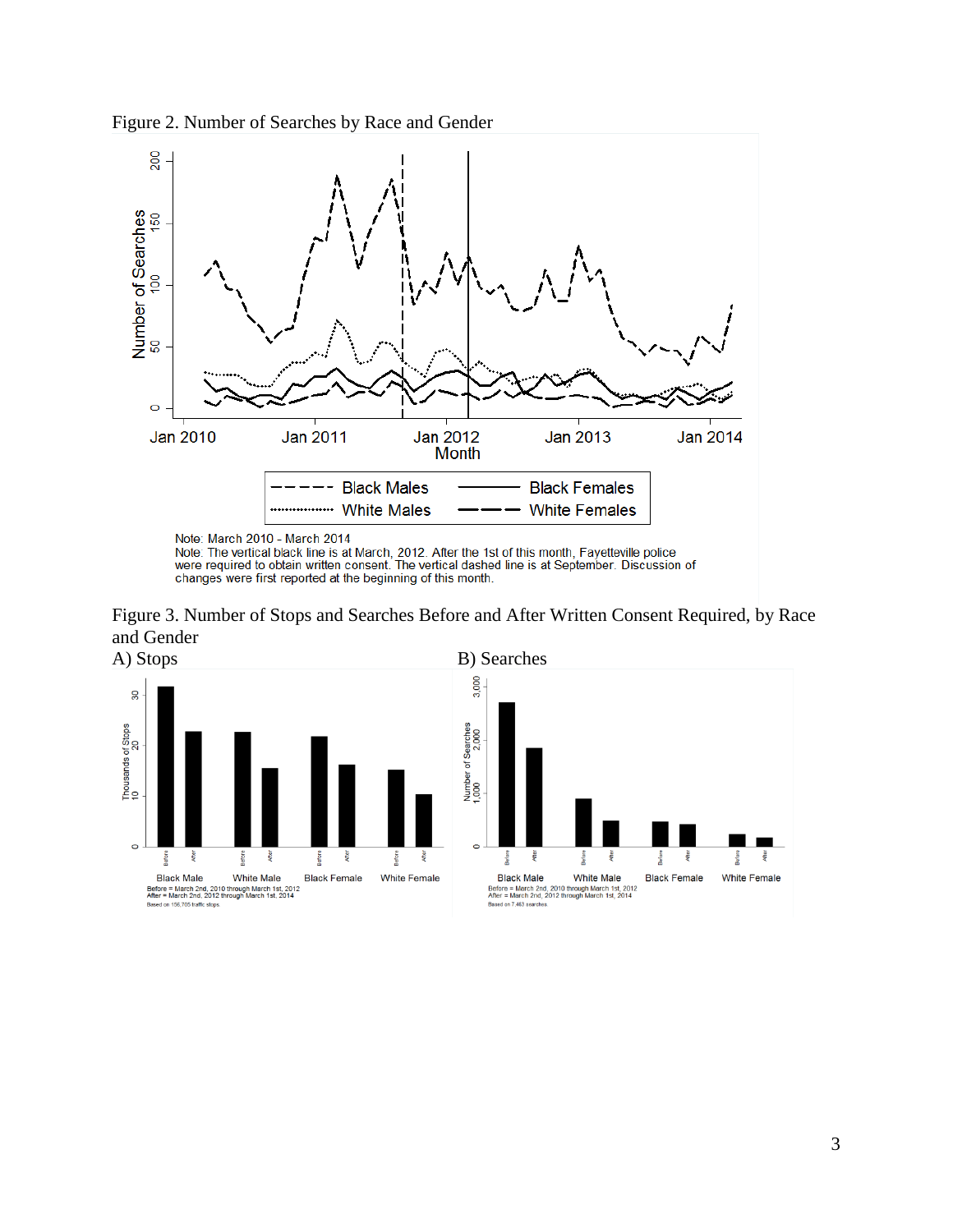Figure 2. Number of Searches by Race and Gender

Note: March 2010 - March 2014
Note: The vertical black line is at March, 2012. After the 1st of this month, Fayetteville police were required to obtain written consent. The vertical dashed line is at September. Discussion of changes were first reported at the beginning of this month.

Figure 3. Number of Stops and Searches Before and After Written Consent Required, by Race and Gender

A) Stops

Before = March 2nd, 2010 through March 1st, 2012
After = March 2nd, 2012 through March 1st, 2014
Based on 156,705 traffic stops

B) Searches

Before = March 2nd, 2010 through March 1st, 2012
After = March 2nd, 2012 through March 1st, 2014
Based on 7,463 searches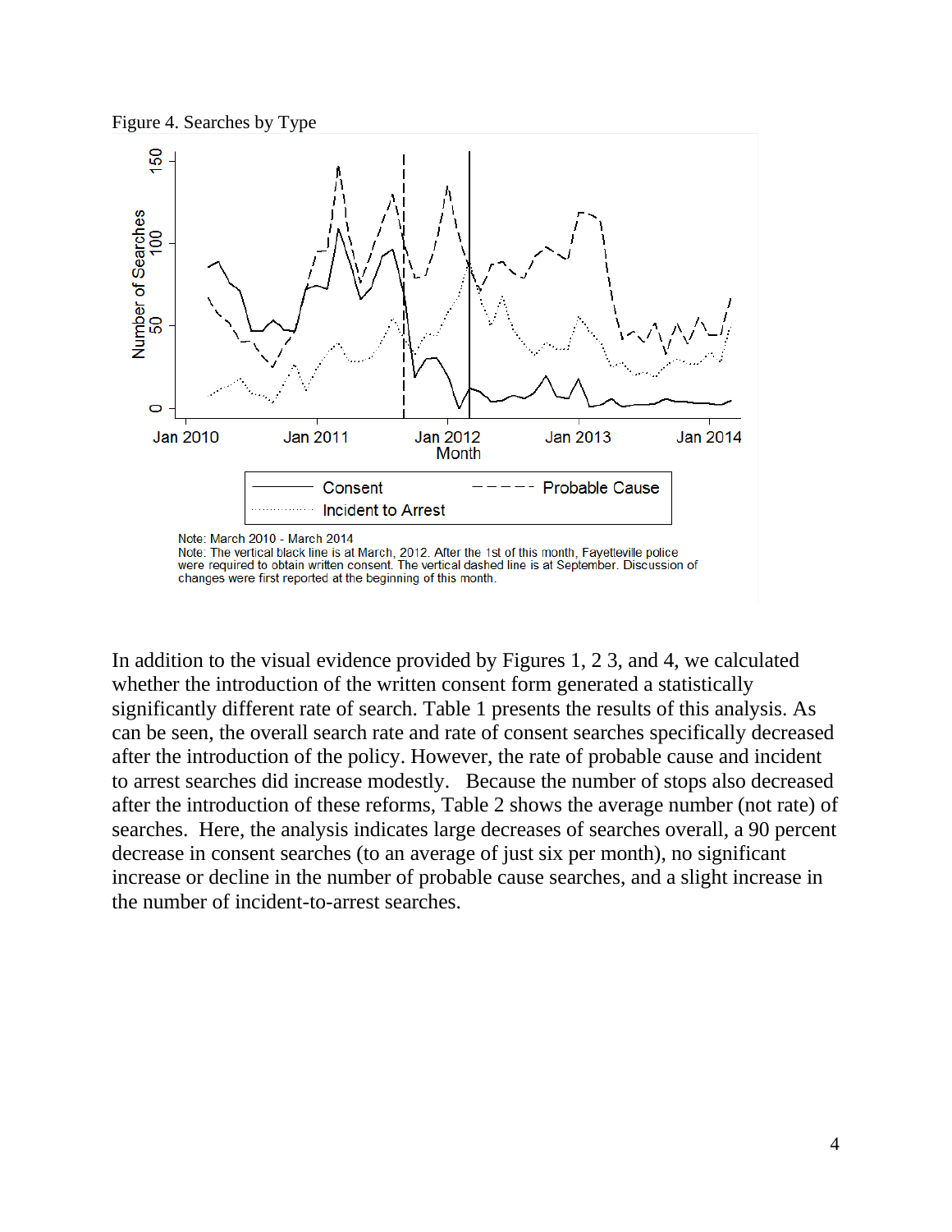Figure 4. Searches by Type

Note: March 2010 - March 2014
Note: The vertical black line is at March, 2012. After the 1st of this month, Fayetteville police were required to obtain written consent. The vertical dashed line is at September. Discussion of changes were first reported at the beginning of this month.

In addition to the visual evidence provided by Figures 1, 2 3, and 4, we calculated whether the introduction of the written consent form generated a statistically significantly different rate of search. Table 1 presents the results of this analysis. As can be seen, the overall search rate and rate of consent searches specifically decreased after the introduction of the policy. However, the rate of probable cause and incident to arrest searches did increase modestly. Because the number of stops also decreased after the introduction of these reforms, Table 2 shows the average number (not rate) of searches. Here, the analysis indicates large decreases of searches overall, a 90 percent decrease in consent searches (to an average of just six per month), no significant increase or decline in the number of probable cause searches, and a slight increase in the number of incident-to-arrest searches.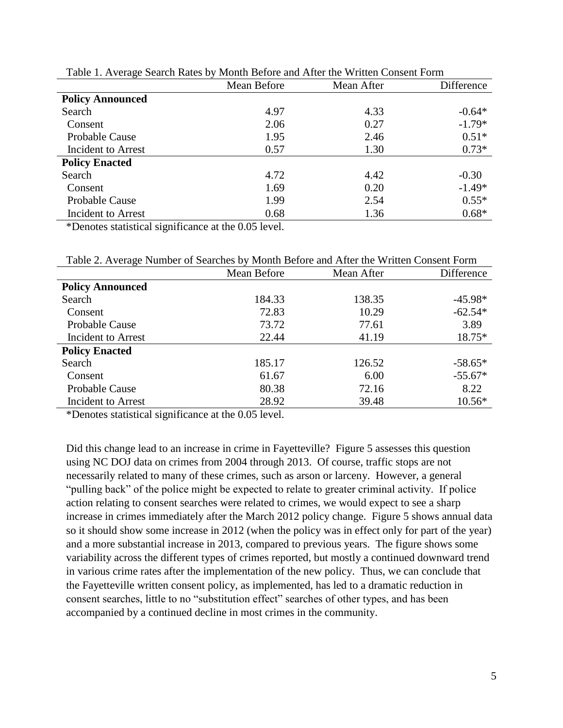Table 1. Average Search Rates by Month Before and After the Written Consent Form

| | Mean Before | Mean After | Difference |
|---|---|---|---|
| **Policy Announced** | | | |
| Search | 4.97 | 4.33 | -0.64* |
| Consent | 2.06 | 0.27 | -1.79* |
| Probable Cause | 1.95 | 2.46 | 0.51* |
| Incident to Arrest | 0.57 | 1.30 | 0.73* |
| **Policy Enacted** | | | |
| Search | 4.72 | 4.42 | -0.30 |
| Consent | 1.69 | 0.20 | -1.49* |
| Probable Cause | 1.99 | 2.54 | 0.55* |
| Incident to Arrest | 0.68 | 1.36 | 0.68* |

*Denotes statistical significance at the 0.05 level.

Table 2. Average Number of Searches by Month Before and After the Written Consent Form

| | Mean Before | Mean After | Difference |
|---|---|---|---|
| **Policy Announced** | | | |
| Search | 184.33 | 138.35 | -45.98* |
| Consent | 72.83 | 10.29 | -62.54* |
| Probable Cause | 73.72 | 77.61 | 3.89 |
| Incident to Arrest | 22.44 | 41.19 | 18.75* |
| **Policy Enacted** | | | |
| Search | 185.17 | 126.52 | -58.65* |
| Consent | 61.67 | 6.00 | -55.67* |
| Probable Cause | 80.38 | 72.16 | 8.22 |
| Incident to Arrest | 28.92 | 39.48 | 10.56* |

*Denotes statistical significance at the 0.05 level.

Did this change lead to an increase in crime in Fayetteville? Figure 5 assesses this question using NC DOJ data on crimes from 2004 through 2013. Of course, traffic stops are not necessarily related to many of these crimes, such as arson or larceny. However, a general "pulling back" of the police might be expected to relate to greater criminal activity. If police action relating to consent searches were related to crimes, we would expect to see a sharp increase in crimes immediately after the March 2012 policy change. Figure 5 shows annual data so it should show some increase in 2012 (when the policy was in effect only for part of the year) and a more substantial increase in 2013, compared to previous years. The figure shows some variability across the different types of crimes reported, but mostly a continued downward trend in various crime rates after the implementation of the new policy. Thus, we can conclude that the Fayetteville written consent policy, as implemented, has led to a dramatic reduction in consent searches, little to no "substitution effect" searches of other types, and has been accompanied by a continued decline in most crimes in the community.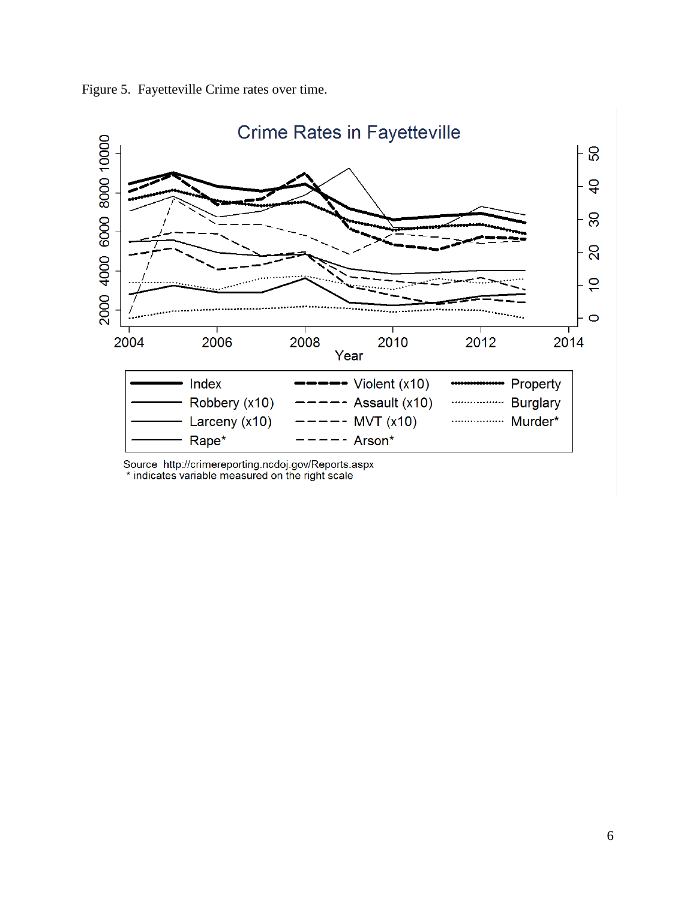Figure 5. Fayetteville Crime rates over time.

Crime Rates in Fayetteville

2000 4000 6000 8000 10000

0 10 20 30 40 50

2004 2006 2008 2010 2012 2014

Year

Index
Violent (x10)
Property
Robbery (x10)
Assault (x10)
Burglary
Larceny (x10)
MVT (x10)
Murder*
Rape*
Arson*

Source http://crimereporting.ncdoj.gov/Reports.aspx
\* indicates variable measured on the right scale